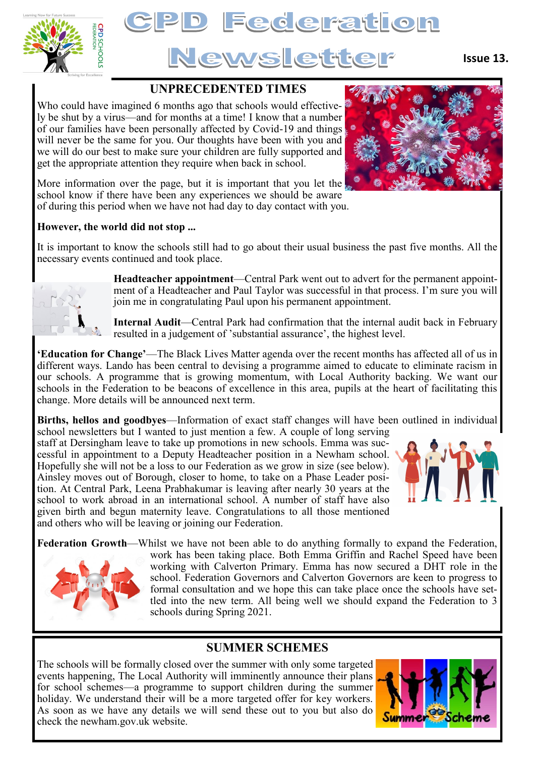# CPD Federation Newsletter

**Issue 13.**

## UNPRECEDENTED TIMES

Who could have imagined 6 months ago that schools would effectively be shut by a virus—and for months at a time! I know that a number of our families have been personally affected by Covid-19 and things will never be the same for you. Our thoughts have been with you and we will do our best to make sure your children are fully supported and get the appropriate attention they require when back in school.

More information over the page, but it is important that you let the school know if there have been any experiences we should be aware of during this period when we have not had day to day contact with you.

**However, the world did not stop ...**

It is important to know the schools still had to go about their usual business the past five months. All the necessary events continued and took place.

**Headteacher appointment**—Central Park went out to advert for the permanent appointment of a Headteacher and Paul Taylor was successful in that process. I'm sure you will join me in congratulating Paul upon his permanent appointment.

**Internal Audit**—Central Park had confirmation that the internal audit back in February resulted in a judgement of 'substantial assurance', the highest level.

**'Education for Change'**—The Black Lives Matter agenda over the recent months has affected all of us in different ways. Lando has been central to devising a programme aimed to educate to eliminate racism in our schools. A programme that is growing momentum, with Local Authority backing. We want our schools in the Federation to be beacons of excellence in this area, pupils at the heart of facilitating this change. More details will be announced next term.

**Births, hellos and goodbyes**—Information of exact staff changes will have been outlined in individual school newsletters but I wanted to just mention a few. A couple of long serving staff at Dersingham leave to take up promotions in new schools. Emma was successful in appointment to a Deputy Headteacher position in a Newham school. Hopefully she will not be a loss to our Federation as we grow in size (see below). Ainsley moves out of Borough, closer to home, to take on a Phase Leader position. At Central Park, Leena Prabhakumar is leaving after nearly 30 years at the school to work abroad in an international school. A number of staff have also given birth and begun maternity leave. Congratulations to all those mentioned and others who will be leaving or joining our Federation.

**Federation Growth**—Whilst we have not been able to do anything formally to expand the Federation, work has been taking place. Both Emma Griffin and Rachel Speed have been working with Calverton Primary. Emma has now secured a DHT role in the school. Federation Governors and Calverton Governors are keen to progress to formal consultation and we hope this can take place once the schools have settled into the new term. All being well we should expand the Federation to 3 schools during Spring 2021.

## SUMMER SCHEMES

The schools will be formally closed over the summer with only some targeted events happening, The Local Authority will imminently announce their plans for school schemes—a programme to support children during the summer holiday. We understand their will be a more targeted offer for key workers. As soon as we have any details we will send these out to you but also do check the newham.gov.uk website.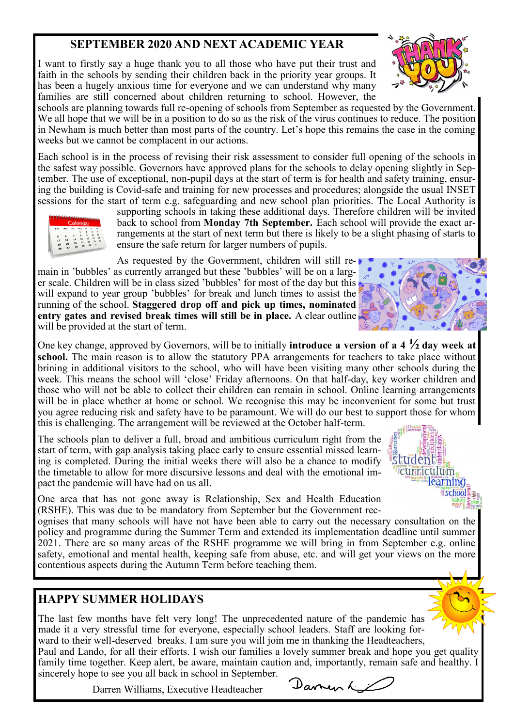## SEPTEMBER 2020 AND NEXT ACADEMIC YEAR

I want to firstly say a huge thank you to all those who have put their trust and faith in the schools by sending their children back in the priority year groups. It has been a hugely anxious time for everyone and we can understand why many families are still concerned about children returning to school. However, the schools are planning towards full re-opening of schools from September as requested by the Government. We all hope that we will be in a position to do so as the risk of the virus continues to reduce. The position in Newham is much better than most parts of the country. Let's hope this remains the case in the coming weeks but we cannot be complacent in our actions.

Each school is in the process of revising their risk assessment to consider full opening of the schools in the safest way possible. Governors have approved plans for the schools to delay opening slightly in September. The use of exceptional, non-pupil days at the start of term is for health and safety training, ensuring the building is Covid-safe and training for new processes and procedures; alongside the usual INSET sessions for the start of term e.g. safeguarding and new school plan priorities. The Local Authority is supporting schools in taking these additional days. Therefore children will be invited back to school from **Monday 7th September.** Each school will provide the exact arrangements at the start of next term but there is likely to be a slight phasing of starts to ensure the safe return for larger numbers of pupils.

As requested by the Government, children will still remain in 'bubbles' as currently arranged but these 'bubbles' will be on a larger scale. Children will be in class sized 'bubbles' for most of the day but this will expand to year group 'bubbles' for break and lunch times to assist the running of the school. **Staggered drop off and pick up times, nominated entry gates and revised break times will still be in place.** A clear outline will be provided at the start of term.

One key change, approved by Governors, will be to initially **introduce a version of a 4 ½ day week at school.** The main reason is to allow the statutory PPA arrangements for teachers to take place without brining in additional visitors to the school, who will have been visiting many other schools during the week. This means the school will 'close' Friday afternoons. On that half-day, key worker children and those who will not be able to collect their children can remain in school. Online learning arrangements will be in place whether at home or school. We recognise this may be inconvenient for some but trust you agree reducing risk and safety have to be paramount. We will do our best to support those for whom this is challenging. The arrangement will be reviewed at the October half-term.

The schools plan to deliver a full, broad and ambitious curriculum right from the start of term, with gap analysis taking place early to ensure essential missed learning is completed. During the initial weeks there will also be a chance to modify the timetable to allow for more discursive lessons and deal with the emotional impact the pandemic will have had on us all.

One area that has not gone away is Relationship, Sex and Health Education (RSHE). This was due to be mandatory from September but the Government recognises that many schools will have not have been able to carry out the necessary consultation on the policy and programme during the Summer Term and extended its implementation deadline until summer 2021. There are so many areas of the RSHE programme we will bring in from September e.g. online safety, emotional and mental health, keeping safe from abuse, etc. and will get your views on the more contentious aspects during the Autumn Term before teaching them.

## HAPPY SUMMER HOLIDAYS

The last few months have felt very long! The unprecedented nature of the pandemic has made it a very stressful time for everyone, especially school leaders. Staff are looking forward to their well-deserved breaks. I am sure you will join me in thanking the Headteachers, Paul and Lando, for all their efforts. I wish our families a lovely summer break and hope you get quality family time together. Keep alert, be aware, maintain caution and, importantly, remain safe and healthy. I sincerely hope to see you all back in school in September.

Darren Williams, Executive Headteacher